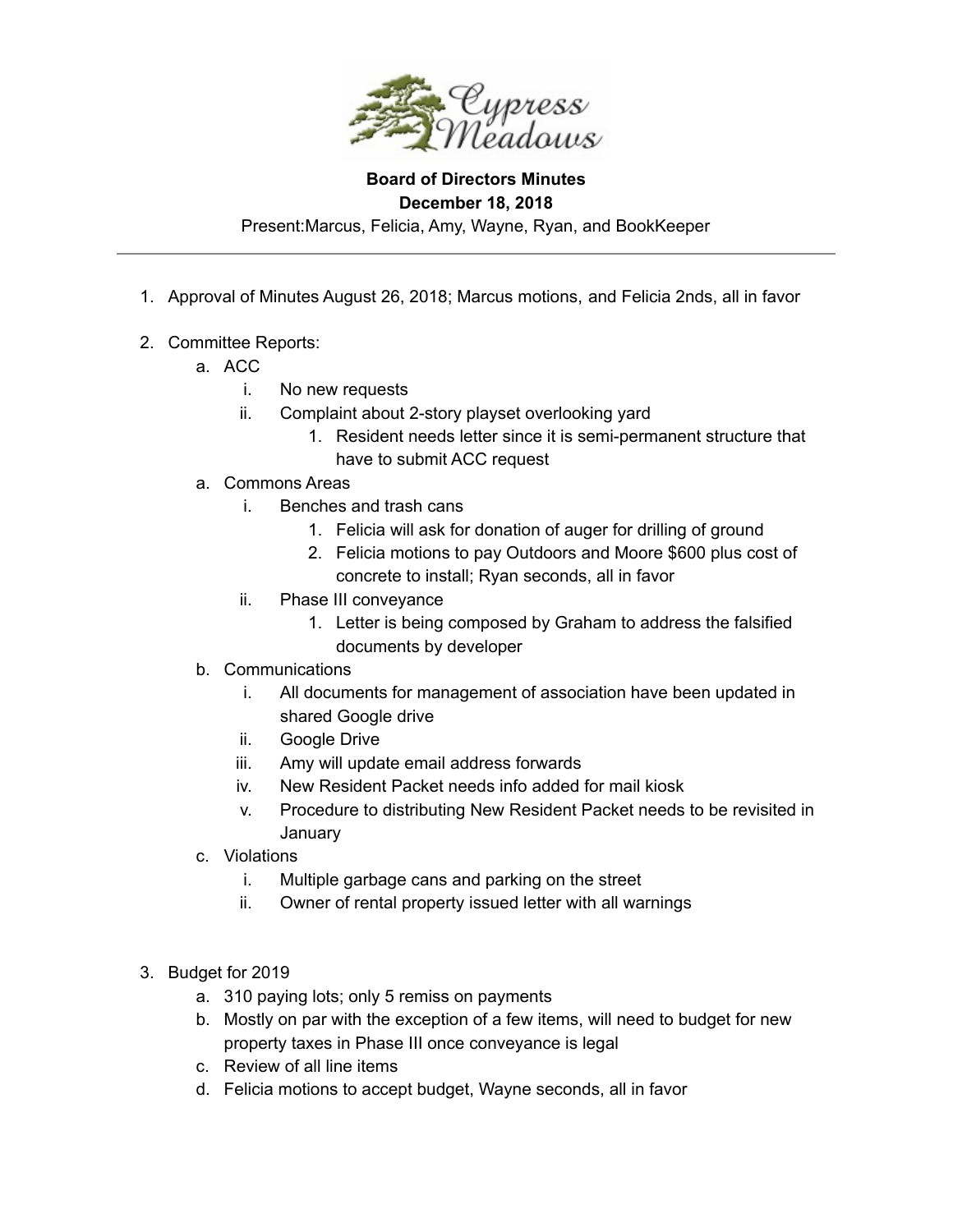**Board of Directors Minutes**
**December 18, 2018**
Present:Marcus, Felicia, Amy, Wayne, Ryan, and BookKeeper

---

1. Approval of Minutes August 26, 2018; Marcus motions, and Felicia 2nds, all in favor

2. Committee Reports:
   a. ACC
      i. No new requests
      ii. Complaint about 2-story playset overlooking yard
         1. Resident needs letter since it is semi-permanent structure that have to submit ACC request
   a. Commons Areas
      i. Benches and trash cans
         1. Felicia will ask for donation of auger for drilling of ground
         2. Felicia motions to pay Outdoors and Moore $600 plus cost of concrete to install; Ryan seconds, all in favor
      ii. Phase III conveyance
         1. Letter is being composed by Graham to address the falsified documents by developer
   b. Communications
      i. All documents for management of association have been updated in shared Google drive
      ii. Google Drive
      iii. Amy will update email address forwards
      iv. New Resident Packet needs info added for mail kiosk
      v. Procedure to distributing New Resident Packet needs to be revisited in January
   c. Violations
      i. Multiple garbage cans and parking on the street
      ii. Owner of rental property issued letter with all warnings

3. Budget for 2019
   a. 310 paying lots; only 5 remiss on payments
   b. Mostly on par with the exception of a few items, will need to budget for new property taxes in Phase III once conveyance is legal
   c. Review of all line items
   d. Felicia motions to accept budget, Wayne seconds, all in favor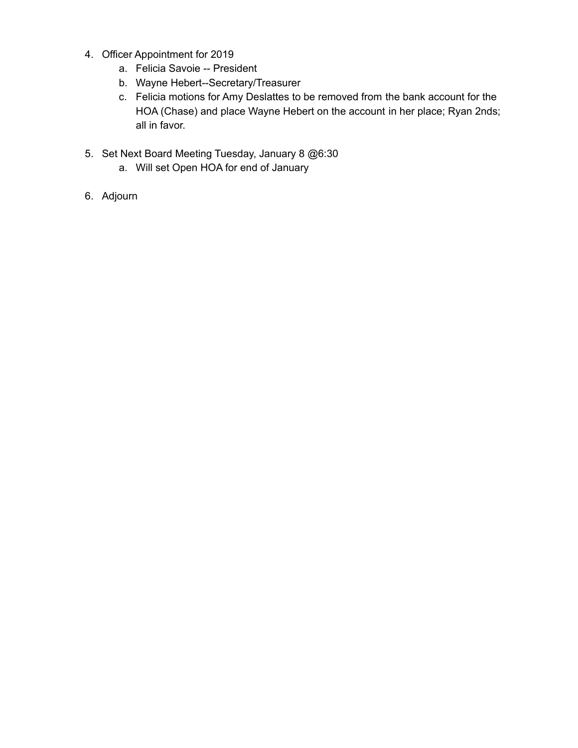4. Officer Appointment for 2019
    a. Felicia Savoie -- President
    b. Wayne Hebert--Secretary/Treasurer
    c. Felicia motions for Amy Deslattes to be removed from the bank account for the HOA (Chase) and place Wayne Hebert on the account in her place; Ryan 2nds; all in favor.

5. Set Next Board Meeting Tuesday, January 8 @6:30
    a. Will set Open HOA for end of January

6. Adjourn